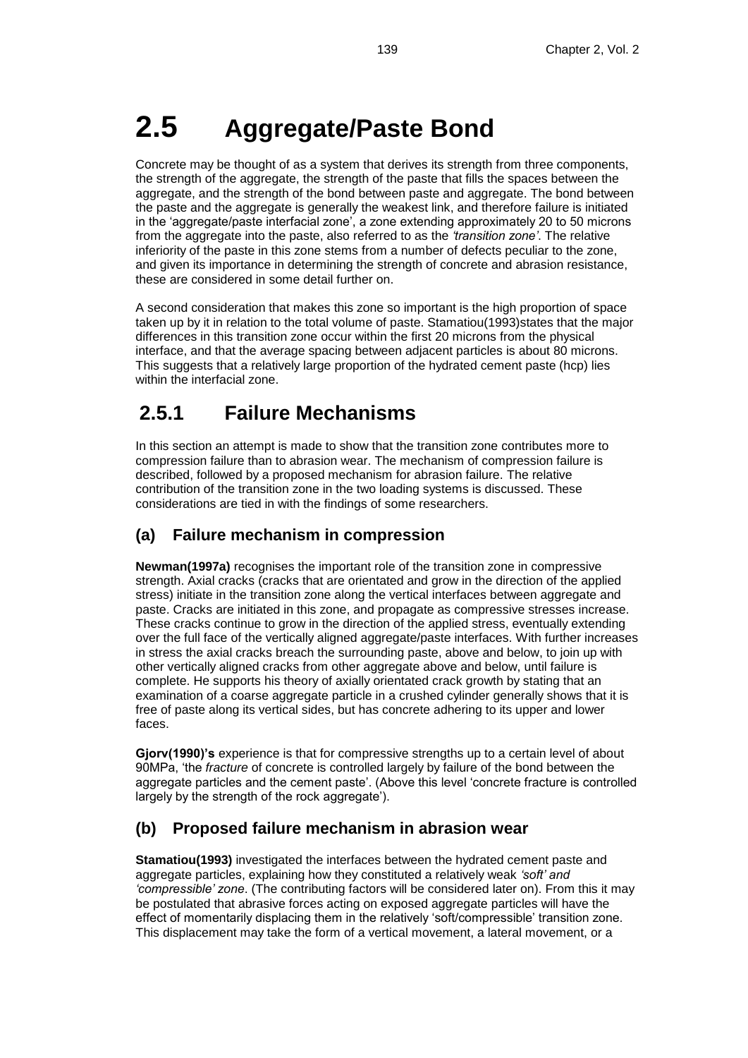# 2.5 Aggregate/Paste Bond

Concrete may be thought of as a system that derives its strength from three components, the strength of the aggregate, the strength of the paste that fills the spaces between the aggregate, and the strength of the bond between paste and aggregate. The bond between the paste and the aggregate is generally the weakest link, and therefore failure is initiated in the 'aggregate/paste interfacial zone', a zone extending approximately 20 to 50 microns from the aggregate into the paste, also referred to as the *'transition zone'*. The relative inferiority of the paste in this zone stems from a number of defects peculiar to the zone, and given its importance in determining the strength of concrete and abrasion resistance, these are considered in some detail further on.

A second consideration that makes this zone so important is the high proportion of space taken up by it in relation to the total volume of paste. Stamatiou(1993)states that the major differences in this transition zone occur within the first 20 microns from the physical interface, and that the average spacing between adjacent particles is about 80 microns. This suggests that a relatively large proportion of the hydrated cement paste (hcp) lies within the interfacial zone.

## 2.5.1 Failure Mechanisms

In this section an attempt is made to show that the transition zone contributes more to compression failure than to abrasion wear. The mechanism of compression failure is described, followed by a proposed mechanism for abrasion failure. The relative contribution of the transition zone in the two loading systems is discussed. These considerations are tied in with the findings of some researchers.

### (a) Failure mechanism in compression

**Newman(1997a)** recognises the important role of the transition zone in compressive strength. Axial cracks (cracks that are orientated and grow in the direction of the applied stress) initiate in the transition zone along the vertical interfaces between aggregate and paste. Cracks are initiated in this zone, and propagate as compressive stresses increase. These cracks continue to grow in the direction of the applied stress, eventually extending over the full face of the vertically aligned aggregate/paste interfaces. With further increases in stress the axial cracks breach the surrounding paste, above and below, to join up with other vertically aligned cracks from other aggregate above and below, until failure is complete. He supports his theory of axially orientated crack growth by stating that an examination of a coarse aggregate particle in a crushed cylinder generally shows that it is free of paste along its vertical sides, but has concrete adhering to its upper and lower faces.

**Gjorv(1990)'s** experience is that for compressive strengths up to a certain level of about 90MPa, 'the *fracture* of concrete is controlled largely by failure of the bond between the aggregate particles and the cement paste'. (Above this level 'concrete fracture is controlled largely by the strength of the rock aggregate').

### (b) Proposed failure mechanism in abrasion wear

**Stamatiou(1993)** investigated the interfaces between the hydrated cement paste and aggregate particles, explaining how they constituted a relatively weak *'soft' and 'compressible' zone*. (The contributing factors will be considered later on). From this it may be postulated that abrasive forces acting on exposed aggregate particles will have the effect of momentarily displacing them in the relatively 'soft/compressible' transition zone. This displacement may take the form of a vertical movement, a lateral movement, or a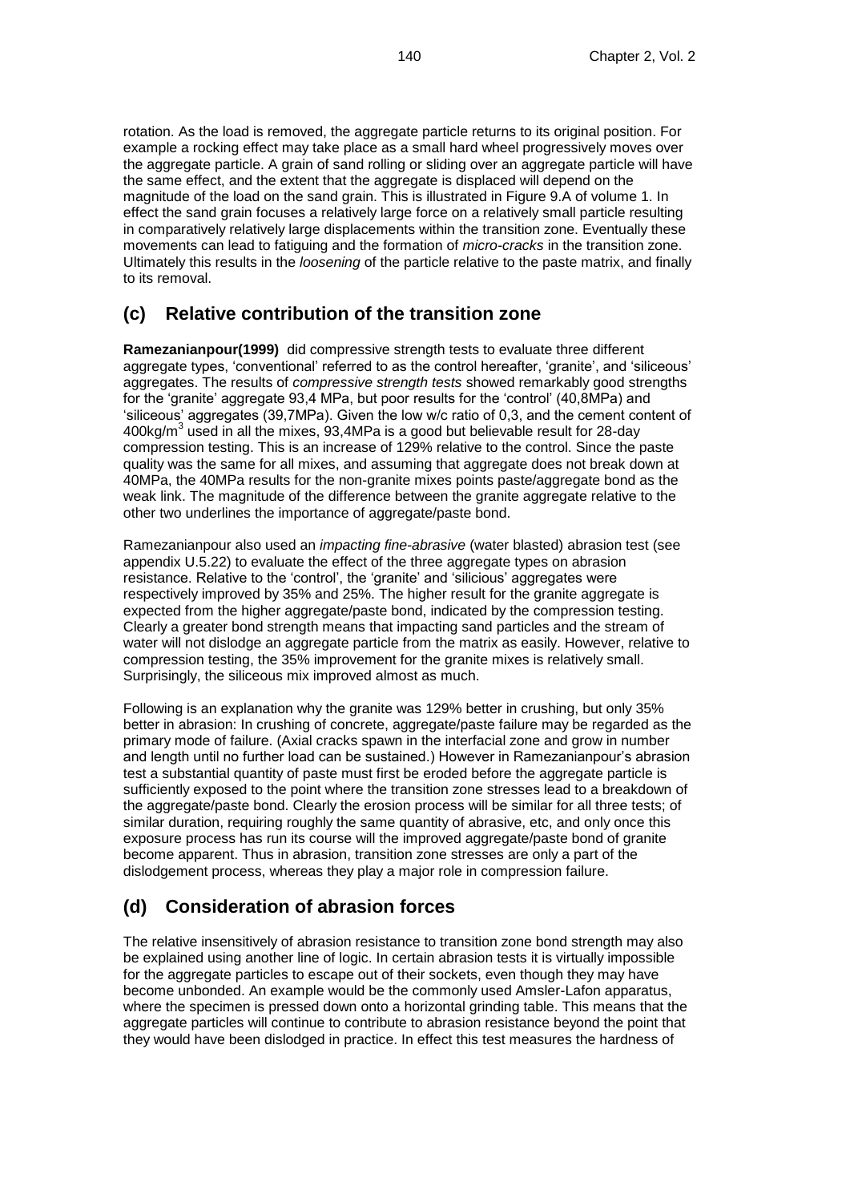rotation. As the load is removed, the aggregate particle returns to its original position. For example a rocking effect may take place as a small hard wheel progressively moves over the aggregate particle. A grain of sand rolling or sliding over an aggregate particle will have the same effect, and the extent that the aggregate is displaced will depend on the magnitude of the load on the sand grain. This is illustrated in Figure 9.A of volume 1. In effect the sand grain focuses a relatively large force on a relatively small particle resulting in comparatively relatively large displacements within the transition zone. Eventually these movements can lead to fatiguing and the formation of *micro-cracks* in the transition zone. Ultimately this results in the *loosening* of the particle relative to the paste matrix, and finally to its removal.

## (c) Relative contribution of the transition zone

**Ramezanianpour(1999)** did compressive strength tests to evaluate three different aggregate types, 'conventional' referred to as the control hereafter, 'granite', and 'siliceous' aggregates. The results of *compressive strength tests* showed remarkably good strengths for the 'granite' aggregate 93,4 MPa, but poor results for the 'control' (40,8MPa) and 'siliceous' aggregates (39,7MPa). Given the low w/c ratio of 0,3, and the cement content of 400kg/m$^3$ used in all the mixes, 93,4MPa is a good but believable result for 28-day compression testing. This is an increase of 129% relative to the control. Since the paste quality was the same for all mixes, and assuming that aggregate does not break down at 40MPa, the 40MPa results for the non-granite mixes points paste/aggregate bond as the weak link. The magnitude of the difference between the granite aggregate relative to the other two underlines the importance of aggregate/paste bond.

Ramezanianpour also used an *impacting fine-abrasive* (water blasted) abrasion test (see appendix U.5.22) to evaluate the effect of the three aggregate types on abrasion resistance. Relative to the 'control', the 'granite' and 'silicious' aggregates were respectively improved by 35% and 25%. The higher result for the granite aggregate is expected from the higher aggregate/paste bond, indicated by the compression testing. Clearly a greater bond strength means that impacting sand particles and the stream of water will not dislodge an aggregate particle from the matrix as easily. However, relative to compression testing, the 35% improvement for the granite mixes is relatively small. Surprisingly, the siliceous mix improved almost as much.

Following is an explanation why the granite was 129% better in crushing, but only 35% better in abrasion: In crushing of concrete, aggregate/paste failure may be regarded as the primary mode of failure. (Axial cracks spawn in the interfacial zone and grow in number and length until no further load can be sustained.) However in Ramezanianpour's abrasion test a substantial quantity of paste must first be eroded before the aggregate particle is sufficiently exposed to the point where the transition zone stresses lead to a breakdown of the aggregate/paste bond. Clearly the erosion process will be similar for all three tests; of similar duration, requiring roughly the same quantity of abrasive, etc, and only once this exposure process has run its course will the improved aggregate/paste bond of granite become apparent. Thus in abrasion, transition zone stresses are only a part of the dislodgement process, whereas they play a major role in compression failure.

## (d) Consideration of abrasion forces

The relative insensitivity of abrasion resistance to transition zone bond strength may also be explained using another line of logic. In certain abrasion tests it is virtually impossible for the aggregate particles to escape out of their sockets, even though they may have become unbonded. An example would be the commonly used Amsler-Lafon apparatus, where the specimen is pressed down onto a horizontal grinding table. This means that the aggregate particles will continue to contribute to abrasion resistance beyond the point that they would have been dislodged in practice. In effect this test measures the hardness of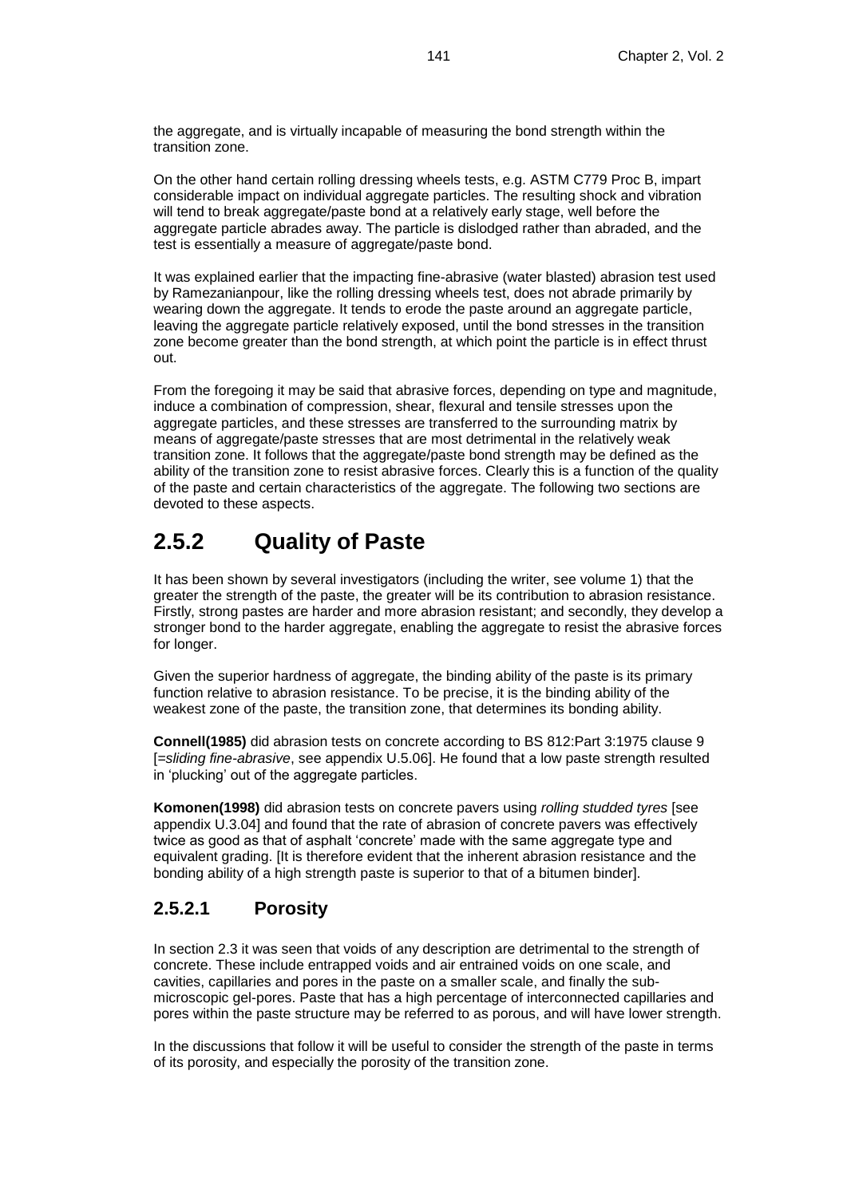the aggregate, and is virtually incapable of measuring the bond strength within the transition zone.

On the other hand certain rolling dressing wheels tests, e.g. ASTM C779 Proc B, impart considerable impact on individual aggregate particles. The resulting shock and vibration will tend to break aggregate/paste bond at a relatively early stage, well before the aggregate particle abrades away. The particle is dislodged rather than abraded, and the test is essentially a measure of aggregate/paste bond.

It was explained earlier that the impacting fine-abrasive (water blasted) abrasion test used by Ramezanianpour, like the rolling dressing wheels test, does not abrade primarily by wearing down the aggregate. It tends to erode the paste around an aggregate particle, leaving the aggregate particle relatively exposed, until the bond stresses in the transition zone become greater than the bond strength, at which point the particle is in effect thrust out.

From the foregoing it may be said that abrasive forces, depending on type and magnitude, induce a combination of compression, shear, flexural and tensile stresses upon the aggregate particles, and these stresses are transferred to the surrounding matrix by means of aggregate/paste stresses that are most detrimental in the relatively weak transition zone. It follows that the aggregate/paste bond strength may be defined as the ability of the transition zone to resist abrasive forces. Clearly this is a function of the quality of the paste and certain characteristics of the aggregate. The following two sections are devoted to these aspects.

## 2.5.2 Quality of Paste

It has been shown by several investigators (including the writer, see volume 1) that the greater the strength of the paste, the greater will be its contribution to abrasion resistance. Firstly, strong pastes are harder and more abrasion resistant; and secondly, they develop a stronger bond to the harder aggregate, enabling the aggregate to resist the abrasive forces for longer.

Given the superior hardness of aggregate, the binding ability of the paste is its primary function relative to abrasion resistance. To be precise, it is the binding ability of the weakest zone of the paste, the transition zone, that determines its bonding ability.

**Connell(1985)** did abrasion tests on concrete according to BS 812:Part 3:1975 clause 9 [=*sliding fine-abrasive*, see appendix U.5.06]. He found that a low paste strength resulted in 'plucking' out of the aggregate particles.

**Komonen(1998)** did abrasion tests on concrete pavers using *rolling studded tyres* [see appendix U.3.04] and found that the rate of abrasion of concrete pavers was effectively twice as good as that of asphalt 'concrete' made with the same aggregate type and equivalent grading. [It is therefore evident that the inherent abrasion resistance and the bonding ability of a high strength paste is superior to that of a bitumen binder].

### 2.5.2.1 Porosity

In section 2.3 it was seen that voids of any description are detrimental to the strength of concrete. These include entrapped voids and air entrained voids on one scale, and cavities, capillaries and pores in the paste on a smaller scale, and finally the sub-microscopic gel-pores. Paste that has a high percentage of interconnected capillaries and pores within the paste structure may be referred to as porous, and will have lower strength.

In the discussions that follow it will be useful to consider the strength of the paste in terms of its porosity, and especially the porosity of the transition zone.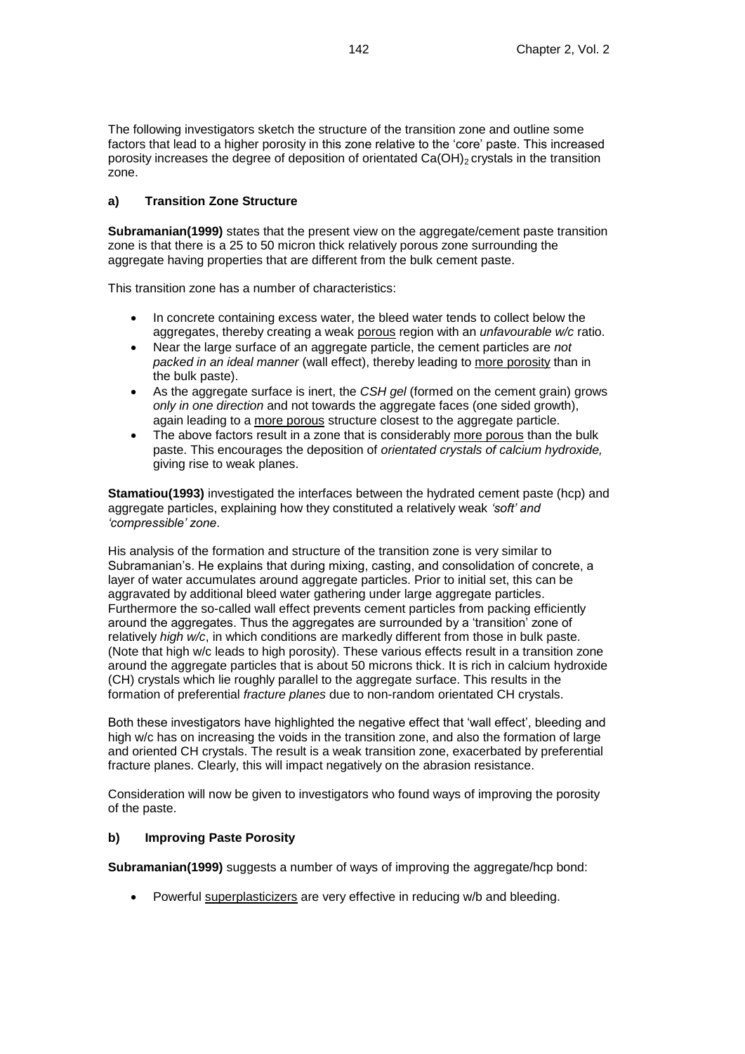The following investigators sketch the structure of the transition zone and outline some factors that lead to a higher porosity in this zone relative to the 'core' paste. This increased porosity increases the degree of deposition of orientated $Ca(OH)_2$ crystals in the transition zone.

### a) Transition Zone Structure

**Subramanian(1999)** states that the present view on the aggregate/cement paste transition zone is that there is a 25 to 50 micron thick relatively porous zone surrounding the aggregate having properties that are different from the bulk cement paste.

This transition zone has a number of characteristics:

- In concrete containing excess water, the bleed water tends to collect below the aggregates, thereby creating a weak porous region with an *unfavourable w/c* ratio.
- Near the large surface of an aggregate particle, the cement particles are *not packed in an ideal manner* (wall effect), thereby leading to more porosity than in the bulk paste).
- As the aggregate surface is inert, the *CSH gel* (formed on the cement grain) grows *only in one direction* and not towards the aggregate faces (one sided growth), again leading to a more porous structure closest to the aggregate particle.
- The above factors result in a zone that is considerably more porous than the bulk paste. This encourages the deposition of *orientated crystals of calcium hydroxide,* giving rise to weak planes.

**Stamatiou(1993)** investigated the interfaces between the hydrated cement paste (hcp) and aggregate particles, explaining how they constituted a relatively weak *'soft' and 'compressible' zone*.

His analysis of the formation and structure of the transition zone is very similar to Subramanian's. He explains that during mixing, casting, and consolidation of concrete, a layer of water accumulates around aggregate particles. Prior to initial set, this can be aggravated by additional bleed water gathering under large aggregate particles. Furthermore the so-called wall effect prevents cement particles from packing efficiently around the aggregates. Thus the aggregates are surrounded by a 'transition' zone of relatively *high w/c*, in which conditions are markedly different from those in bulk paste. (Note that high w/c leads to high porosity). These various effects result in a transition zone around the aggregate particles that is about 50 microns thick. It is rich in calcium hydroxide (CH) crystals which lie roughly parallel to the aggregate surface. This results in the formation of preferential *fracture planes* due to non-random orientated CH crystals.

Both these investigators have highlighted the negative effect that 'wall effect', bleeding and high w/c has on increasing the voids in the transition zone, and also the formation of large and oriented CH crystals. The result is a weak transition zone, exacerbated by preferential fracture planes. Clearly, this will impact negatively on the abrasion resistance.

Consideration will now be given to investigators who found ways of improving the porosity of the paste.

### b) Improving Paste Porosity

**Subramanian(1999)** suggests a number of ways of improving the aggregate/hcp bond:

- Powerful superplasticizers are very effective in reducing w/b and bleeding.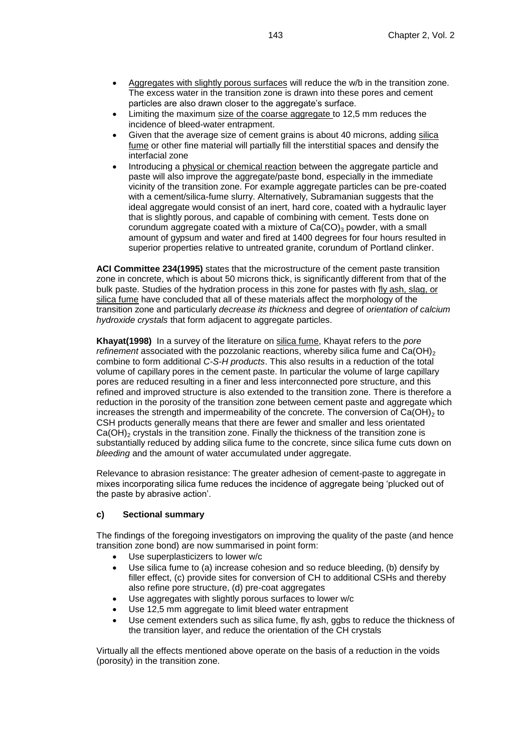- Aggregates with slightly porous surfaces will reduce the w/b in the transition zone. The excess water in the transition zone is drawn into these pores and cement particles are also drawn closer to the aggregate's surface.
- Limiting the maximum size of the coarse aggregate to 12,5 mm reduces the incidence of bleed-water entrapment.
- Given that the average size of cement grains is about 40 microns, adding silica fume or other fine material will partially fill the interstitial spaces and densify the interfacial zone
- Introducing a physical or chemical reaction between the aggregate particle and paste will also improve the aggregate/paste bond, especially in the immediate vicinity of the transition zone. For example aggregate particles can be pre-coated with a cement/silica-fume slurry. Alternatively, Subramanian suggests that the ideal aggregate would consist of an inert, hard core, coated with a hydraulic layer that is slightly porous, and capable of combining with cement. Tests done on corundum aggregate coated with a mixture of $Ca(CO)_3$ powder, with a small amount of gypsum and water and fired at 1400 degrees for four hours resulted in superior properties relative to untreated granite, corundum of Portland clinker.

**ACI Committee 234(1995)** states that the microstructure of the cement paste transition zone in concrete, which is about 50 microns thick, is significantly different from that of the bulk paste. Studies of the hydration process in this zone for pastes with fly ash, slag, or silica fume have concluded that all of these materials affect the morphology of the transition zone and particularly *decrease its thickness* and degree of *orientation of calcium hydroxide crystals* that form adjacent to aggregate particles.

**Khayat(1998)** In a survey of the literature on silica fume, Khayat refers to the *pore refinement* associated with the pozzolanic reactions, whereby silica fume and $Ca(OH)_2$ combine to form additional *C-S-H products*. This also results in a reduction of the total volume of capillary pores in the cement paste. In particular the volume of large capillary pores are reduced resulting in a finer and less interconnected pore structure, and this refined and improved structure is also extended to the transition zone. There is therefore a reduction in the porosity of the transition zone between cement paste and aggregate which increases the strength and impermeability of the concrete. The conversion of $Ca(OH)_2$ to CSH products generally means that there are fewer and smaller and less orientated $Ca(OH)_2$ crystals in the transition zone. Finally the thickness of the transition zone is substantially reduced by adding silica fume to the concrete, since silica fume cuts down on *bleeding* and the amount of water accumulated under aggregate.

Relevance to abrasion resistance: The greater adhesion of cement-paste to aggregate in mixes incorporating silica fume reduces the incidence of aggregate being 'plucked out of the paste by abrasive action'.

### c) Sectional summary

The findings of the foregoing investigators on improving the quality of the paste (and hence transition zone bond) are now summarised in point form:

- Use superplasticizers to lower w/c
- Use silica fume to (a) increase cohesion and so reduce bleeding, (b) densify by filler effect, (c) provide sites for conversion of CH to additional CSHs and thereby also refine pore structure, (d) pre-coat aggregates
- Use aggregates with slightly porous surfaces to lower w/c
- Use 12,5 mm aggregate to limit bleed water entrapment
- Use cement extenders such as silica fume, fly ash, ggbs to reduce the thickness of the transition layer, and reduce the orientation of the CH crystals

Virtually all the effects mentioned above operate on the basis of a reduction in the voids (porosity) in the transition zone.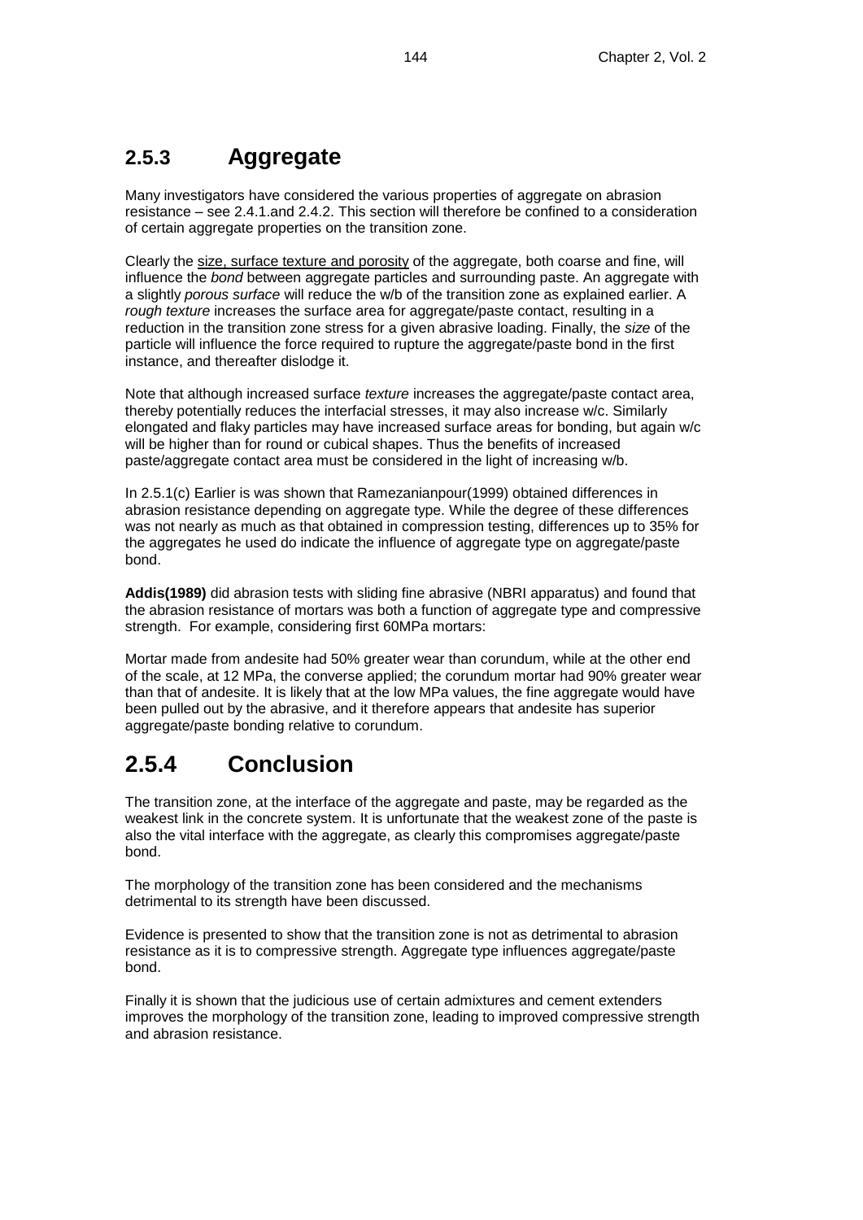## 2.5.3 Aggregate

Many investigators have considered the various properties of aggregate on abrasion resistance – see 2.4.1.and 2.4.2. This section will therefore be confined to a consideration of certain aggregate properties on the transition zone.

Clearly the size, surface texture and porosity of the aggregate, both coarse and fine, will influence the *bond* between aggregate particles and surrounding paste. An aggregate with a slightly *porous surface* will reduce the w/b of the transition zone as explained earlier. A *rough texture* increases the surface area for aggregate/paste contact, resulting in a reduction in the transition zone stress for a given abrasive loading. Finally, the *size* of the particle will influence the force required to rupture the aggregate/paste bond in the first instance, and thereafter dislodge it.

Note that although increased surface *texture* increases the aggregate/paste contact area, thereby potentially reduces the interfacial stresses, it may also increase w/c. Similarly elongated and flaky particles may have increased surface areas for bonding, but again w/c will be higher than for round or cubical shapes. Thus the benefits of increased paste/aggregate contact area must be considered in the light of increasing w/b.

In 2.5.1(c) Earlier is was shown that Ramezanianpour(1999) obtained differences in abrasion resistance depending on aggregate type. While the degree of these differences was not nearly as much as that obtained in compression testing, differences up to 35% for the aggregates he used do indicate the influence of aggregate type on aggregate/paste bond.

**Addis(1989)** did abrasion tests with sliding fine abrasive (NBRI apparatus) and found that the abrasion resistance of mortars was both a function of aggregate type and compressive strength. For example, considering first 60MPa mortars:

Mortar made from andesite had 50% greater wear than corundum, while at the other end of the scale, at 12 MPa, the converse applied; the corundum mortar had 90% greater wear than that of andesite. It is likely that at the low MPa values, the fine aggregate would have been pulled out by the abrasive, and it therefore appears that andesite has superior aggregate/paste bonding relative to corundum.

## 2.5.4 Conclusion

The transition zone, at the interface of the aggregate and paste, may be regarded as the weakest link in the concrete system. It is unfortunate that the weakest zone of the paste is also the vital interface with the aggregate, as clearly this compromises aggregate/paste bond.

The morphology of the transition zone has been considered and the mechanisms detrimental to its strength have been discussed.

Evidence is presented to show that the transition zone is not as detrimental to abrasion resistance as it is to compressive strength. Aggregate type influences aggregate/paste bond.

Finally it is shown that the judicious use of certain admixtures and cement extenders improves the morphology of the transition zone, leading to improved compressive strength and abrasion resistance.